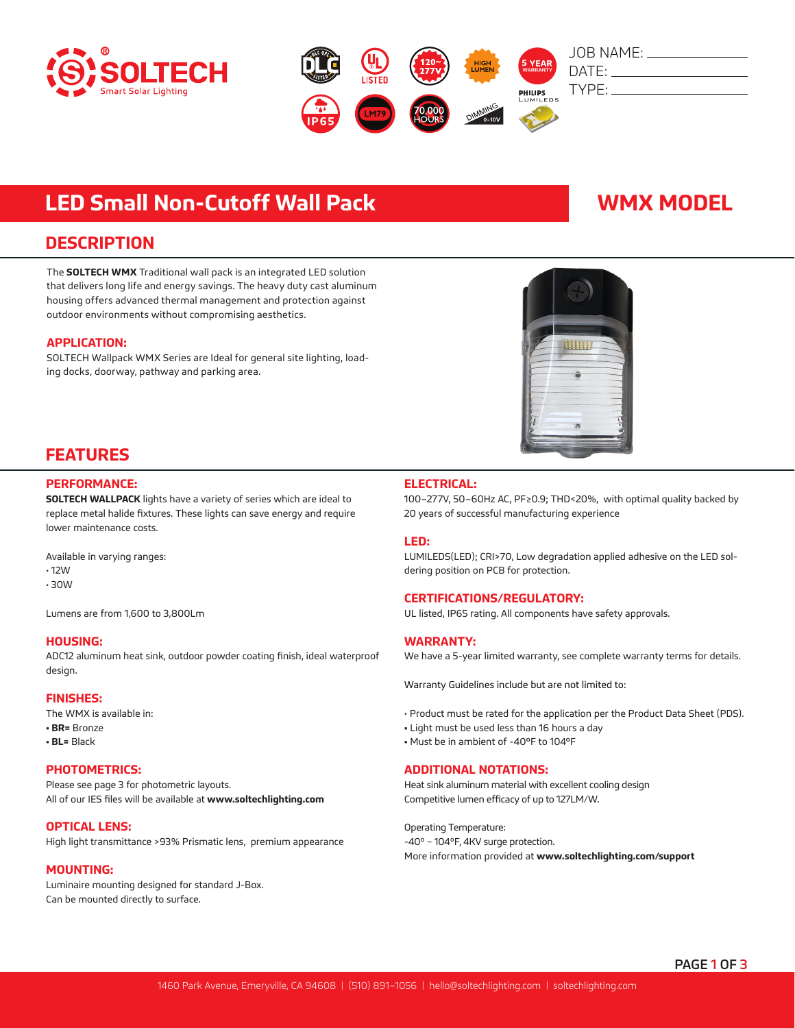JOB NAME: \_\_\_\_\_\_\_\_\_\_\_\_

DATE: \_\_\_\_\_\_\_\_\_\_\_\_

TYPE: \_\_\_\_\_\_\_\_\_\_\_\_

# LED Small Non-Cutoff Wall Pack

# WMX MODEL

## DESCRIPTION

The **SOLTECH WMX** Traditional wall pack is an integrated LED solution that delivers long life and energy savings. The heavy duty cast aluminum housing offers advanced thermal management and protection against outdoor environments without compromising aesthetics.

### APPLICATION:

SOLTECH Wallpack WMX Series are Ideal for general site lighting, loading docks, doorway, pathway and parking area.

## FEATURES

### PERFORMANCE:

**SOLTECH WALLPACK** lights have a variety of series which are ideal to replace metal halide fixtures. These lights can save energy and require lower maintenance costs.

Available in varying ranges:

- 12W
- 30W

Lumens are from 1,600 to 3,800Lm

### HOUSING:

ADC12 aluminum heat sink, outdoor powder coating finish, ideal waterproof design.

### FINISHES:

The WMX is available in:

- **BR=** Bronze
- **BL=** Black

### PHOTOMETRICS:

Please see page 3 for photometric layouts.
All of our IES files will be available at **www.soltechlighting.com**

### OPTICAL LENS:

High light transmittance >93% Prismatic lens, premium appearance

### MOUNTING:

Luminaire mounting designed for standard J-Box.
Can be mounted directly to surface.

### ELECTRICAL:

100–277V, 50–60Hz AC, PF≥0.9; THD<20%, with optimal quality backed by 20 years of successful manufacturing experience

### LED:

LUMILEDS(LED); CRI>70, Low degradation applied adhesive on the LED soldering position on PCB for protection.

### CERTIFICATIONS/REGULATORY:

UL listed, IP65 rating. All components have safety approvals.

### WARRANTY:

We have a 5-year limited warranty, see complete warranty terms for details.

Warranty Guidelines include but are not limited to:

- Product must be rated for the application per the Product Data Sheet (PDS).
- Light must be used less than 16 hours a day
- Must be in ambient of -40°F to 104°F

### ADDITIONAL NOTATIONS:

Heat sink aluminum material with excellent cooling design
Competitive lumen efficacy of up to 127LM/W.

Operating Temperature:
-40° ~ 104°F, 4KV surge protection.
More information provided at **www.soltechlighting.com/support**

1460 Park Avenue, Emeryville, CA 94608 | (510) 891–1056 | hello@soltechlighting.com | soltechlighting.com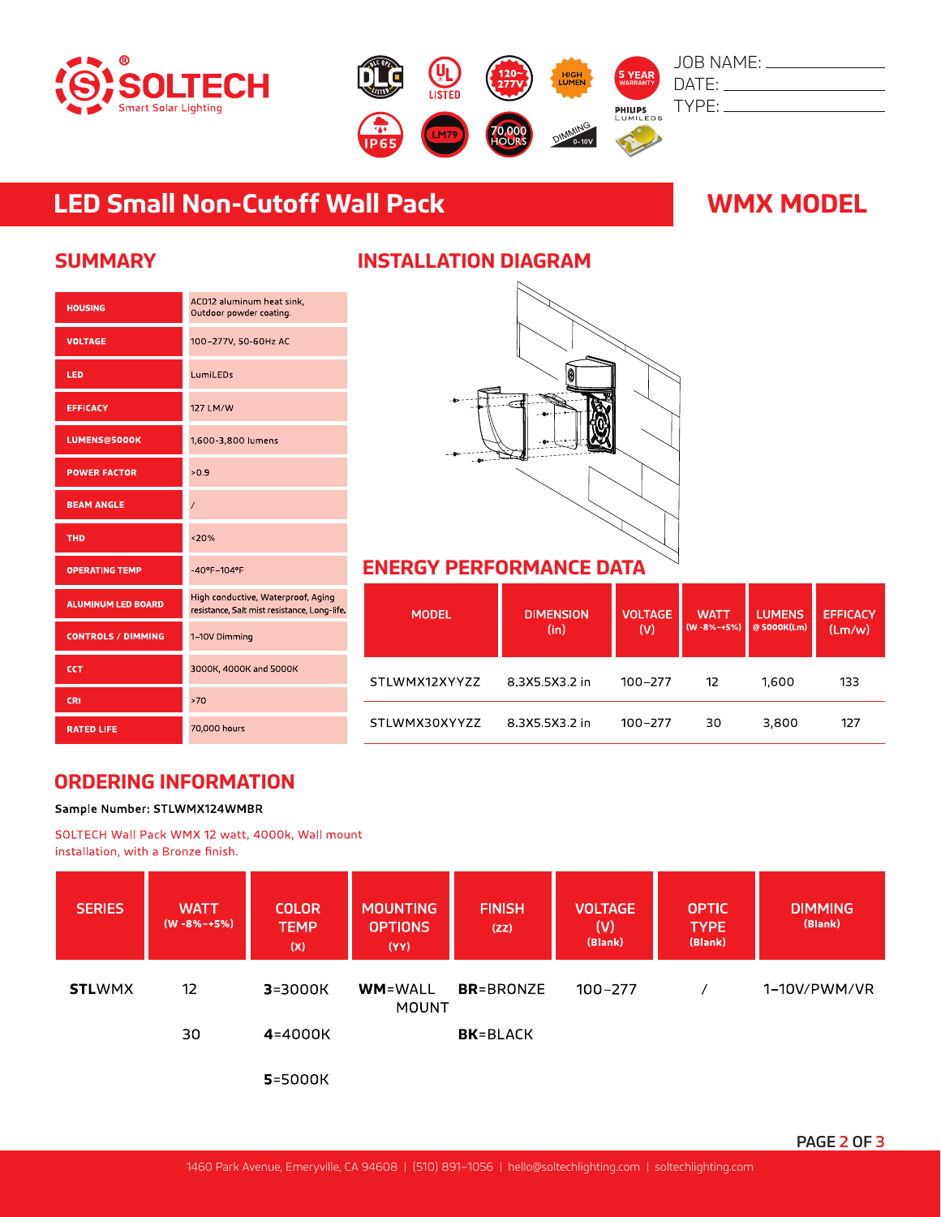SOLTECH
Smart Solar Lighting

JOB NAME: ______________
DATE: ______________
TYPE: ______________

# LED Small Non-Cutoff Wall Pack

# WMX MODEL

## SUMMARY

| | |
|---|---|
| HOUSING | ACD12 aluminum heat sink, Outdoor powder coating. |
| VOLTAGE | 100–277V, 50-60Hz AC |
| LED | LumiLEDs |
| EFFICACY | 127 LM/W |
| LUMENS@5000K | 1,600-3,800 lumens |
| POWER FACTOR | >0.9 |
| BEAM ANGLE | / |
| THD | <20% |
| OPERATING TEMP | -40°F–104°F |
| ALUMINUM LED BOARD | High conductive, Waterproof, Aging resistance, Salt mist resistance, Long-life. |
| CONTROLS / DIMMING | 1–10V Dimming |
| CCT | 3000K, 4000K and 5000K |
| CRI | >70 |
| RATED LIFE | 70,000 hours |

## INSTALLATION DIAGRAM

## ENERGY PERFORMANCE DATA

| MODEL | DIMENSION (in) | VOLTAGE (V) | WATT (W -8%~+5%) | LUMENS @ 5000K(Lm) | EFFICACY (Lm/w) |
|---|---|---|---|---|---|
| STLWMX12XYYZZ | 8.3X5.5X3.2 in | 100–277 | 12 | 1,600 | 133 |
| STLWMX30XYYZZ | 8.3X5.5X3.2 in | 100–277 | 30 | 3,800 | 127 |

## ORDERING INFORMATION

**Sample Number: STLWMX124WMBR**

SOLTECH Wall Pack WMX 12 watt, 4000k, Wall mount installation, with a Bronze finish.

| SERIES | WATT (W -8%~+5%) | COLOR TEMP (X) | MOUNTING OPTIONS (YY) | FINISH (ZZ) | VOLTAGE (V) (Blank) | OPTIC TYPE (Blank) | DIMMING (Blank) |
|---|---|---|---|---|---|---|---|
| **STL**WMX | 12 | **3**=3000K | **WM**=WALL MOUNT | **BR**=BRONZE | 100–277 | / | 1–10V/PWM/VR |
| | 30 | **4**=4000K | | **BK**=BLACK | | | |
| | | **5**=5000K | | | | | |

1460 Park Avenue, Emeryville, CA 94608 | (510) 891–1056 | hello@soltechlighting.com | soltechlighting.com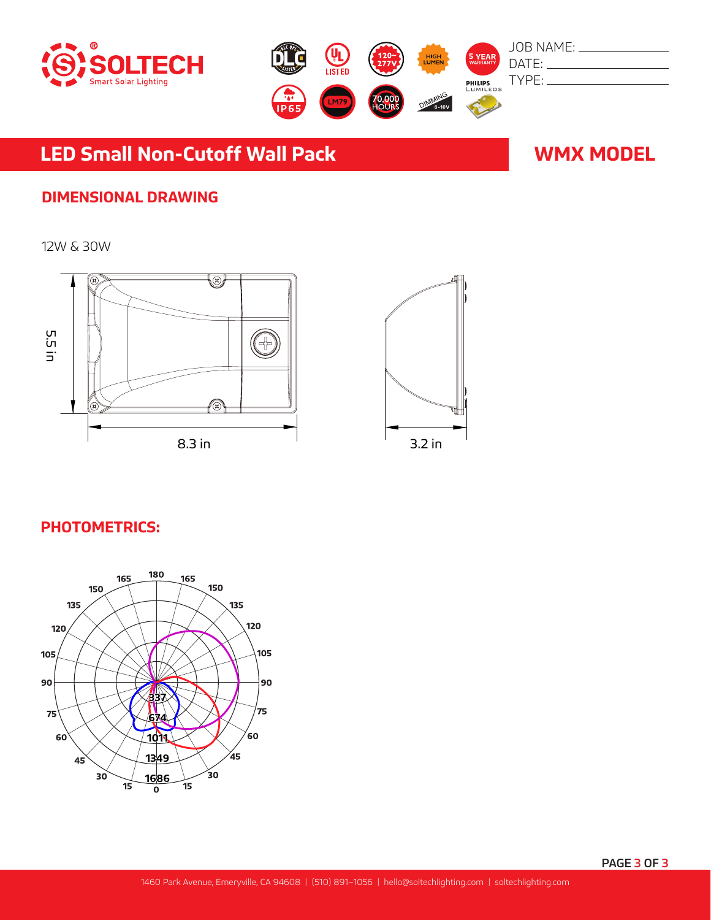SOLTECH
Smart Solar Lighting

JOB NAME: ______________
DATE: ______________
TYPE: ______________

# LED Small Non-Cutoff Wall Pack

## WMX MODEL

### DIMENSIONAL DRAWING

12W & 30W

5.5 in

8.3 in

3.2 in

### PHOTOMETRICS:

180
165
165
150
150
135
135
120
120
105
105
90
90
75
75
60
60
45
45
30
30
15
15
0
337
674
1011
1349
1686

1460 Park Avenue, Emeryville, CA 94608 | (510) 891–1056 | hello@soltechlighting.com | soltechlighting.com